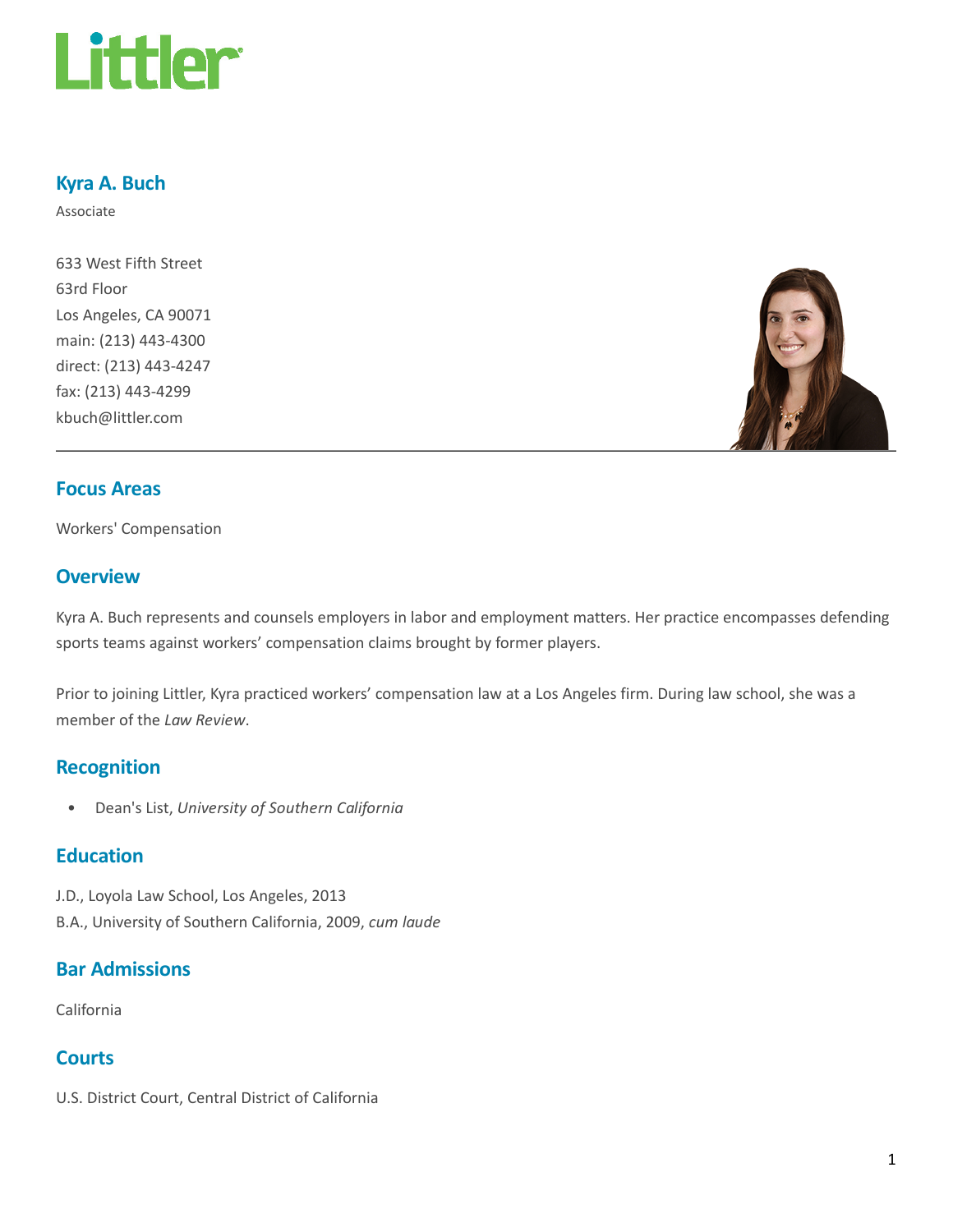# Kyra A. Buch

Associate

633 West Fifth Street
63rd Floor
Los Angeles, CA 90071
main: (213) 443-4300
direct: (213) 443-4247
fax: (213) 443-4299
kbuch@littler.com

## Focus Areas

Workers' Compensation

## Overview

Kyra A. Buch represents and counsels employers in labor and employment matters. Her practice encompasses defending sports teams against workers' compensation claims brought by former players.

Prior to joining Littler, Kyra practiced workers' compensation law at a Los Angeles firm. During law school, she was a member of the *Law Review*.

## Recognition

- Dean's List, *University of Southern California*

## Education

J.D., Loyola Law School, Los Angeles, 2013
B.A., University of Southern California, 2009, *cum laude*

## Bar Admissions

California

## Courts

U.S. District Court, Central District of California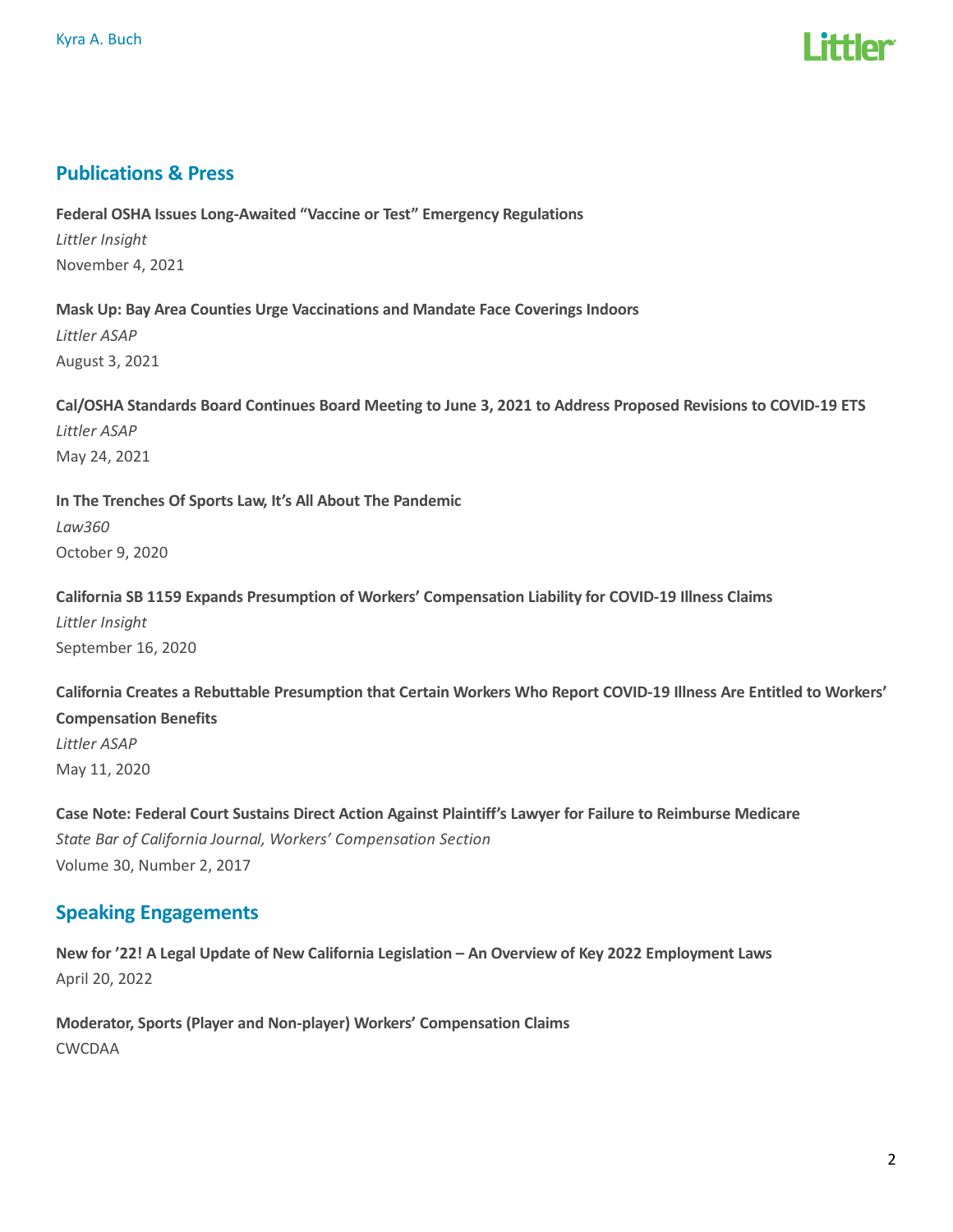## Publications & Press

**Federal OSHA Issues Long-Awaited "Vaccine or Test" Emergency Regulations**
*Littler Insight*
November 4, 2021

**Mask Up: Bay Area Counties Urge Vaccinations and Mandate Face Coverings Indoors**
*Littler ASAP*
August 3, 2021

**Cal/OSHA Standards Board Continues Board Meeting to June 3, 2021 to Address Proposed Revisions to COVID-19 ETS**
*Littler ASAP*
May 24, 2021

**In The Trenches Of Sports Law, It's All About The Pandemic**
*Law360*
October 9, 2020

**California SB 1159 Expands Presumption of Workers' Compensation Liability for COVID-19 Illness Claims**
*Littler Insight*
September 16, 2020

**California Creates a Rebuttable Presumption that Certain Workers Who Report COVID-19 Illness Are Entitled to Workers' Compensation Benefits**
*Littler ASAP*
May 11, 2020

**Case Note: Federal Court Sustains Direct Action Against Plaintiff's Lawyer for Failure to Reimburse Medicare**
*State Bar of California Journal, Workers' Compensation Section*
Volume 30, Number 2, 2017

## Speaking Engagements

**New for '22! A Legal Update of New California Legislation – An Overview of Key 2022 Employment Laws**
April 20, 2022

**Moderator, Sports (Player and Non-player) Workers' Compensation Claims**
CWCDAA